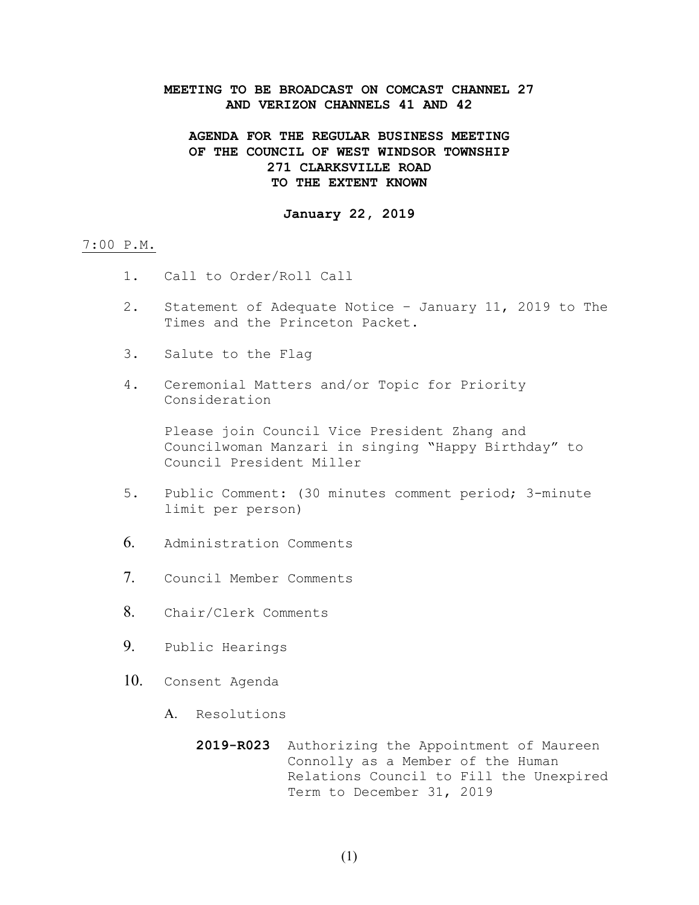**MEETING TO BE BROADCAST ON COMCAST CHANNEL 27 AND VERIZON CHANNELS 41 AND 42**

**AGENDA FOR THE REGULAR BUSINESS MEETING OF THE COUNCIL OF WEST WINDSOR TOWNSHIP 271 CLARKSVILLE ROAD TO THE EXTENT KNOWN**

**January 22, 2019**

7:00 P.M.

1. Call to Order/Roll Call

2. Statement of Adequate Notice – January 11, 2019 to The Times and the Princeton Packet.

3. Salute to the Flag

4. Ceremonial Matters and/or Topic for Priority Consideration

   Please join Council Vice President Zhang and Councilwoman Manzari in singing "Happy Birthday" to Council President Miller

5. Public Comment: (30 minutes comment period; 3-minute limit per person)

6. Administration Comments

7. Council Member Comments

8. Chair/Clerk Comments

9. Public Hearings

10. Consent Agenda

    A. Resolutions

       **2019-R023** Authorizing the Appointment of Maureen Connolly as a Member of the Human Relations Council to Fill the Unexpired Term to December 31, 2019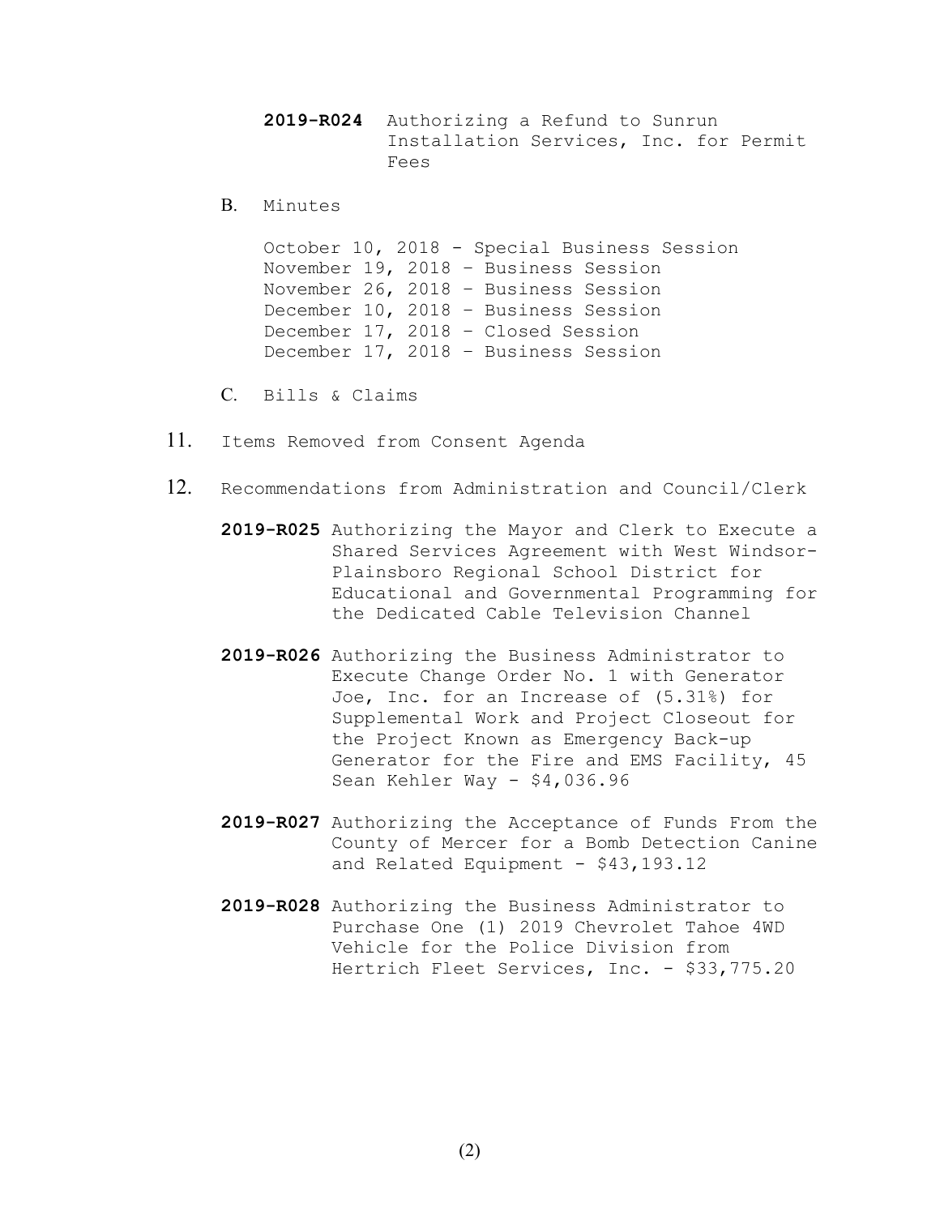**2019-R024** Authorizing a Refund to Sunrun Installation Services, Inc. for Permit Fees

B. Minutes

October 10, 2018 - Special Business Session
November 19, 2018 – Business Session
November 26, 2018 – Business Session
December 10, 2018 – Business Session
December 17, 2018 – Closed Session
December 17, 2018 – Business Session

C. Bills & Claims

11. Items Removed from Consent Agenda

12. Recommendations from Administration and Council/Clerk

**2019-R025** Authorizing the Mayor and Clerk to Execute a Shared Services Agreement with West Windsor-Plainsboro Regional School District for Educational and Governmental Programming for the Dedicated Cable Television Channel

**2019-R026** Authorizing the Business Administrator to Execute Change Order No. 1 with Generator Joe, Inc. for an Increase of (5.31%) for Supplemental Work and Project Closeout for the Project Known as Emergency Back-up Generator for the Fire and EMS Facility, 45 Sean Kehler Way - $4,036.96

**2019-R027** Authorizing the Acceptance of Funds From the County of Mercer for a Bomb Detection Canine and Related Equipment - $43,193.12

**2019-R028** Authorizing the Business Administrator to Purchase One (1) 2019 Chevrolet Tahoe 4WD Vehicle for the Police Division from Hertrich Fleet Services, Inc. - $33,775.20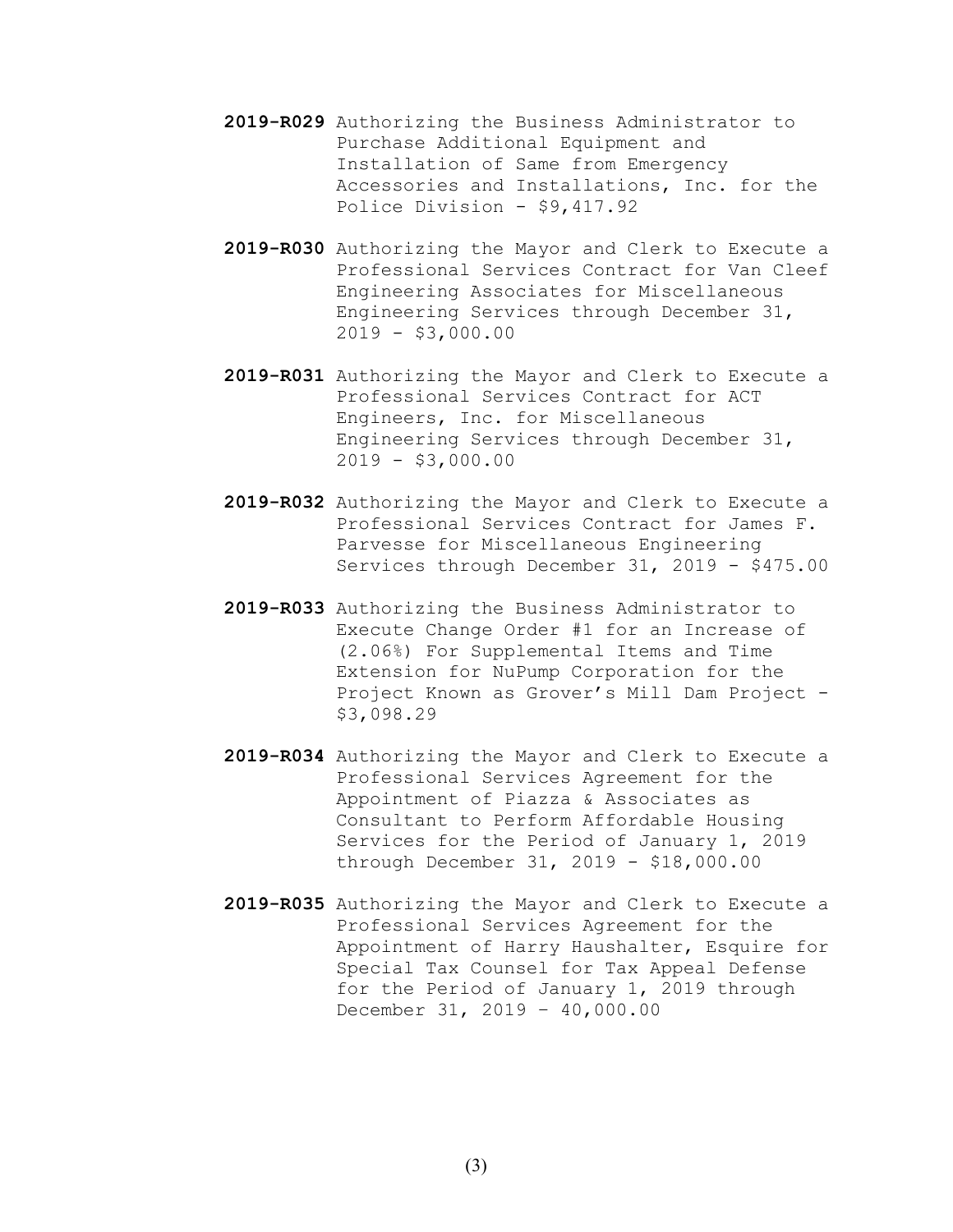**2019-R029** Authorizing the Business Administrator to Purchase Additional Equipment and Installation of Same from Emergency Accessories and Installations, Inc. for the Police Division - $9,417.92

**2019-R030** Authorizing the Mayor and Clerk to Execute a Professional Services Contract for Van Cleef Engineering Associates for Miscellaneous Engineering Services through December 31, 2019 - $3,000.00

**2019-R031** Authorizing the Mayor and Clerk to Execute a Professional Services Contract for ACT Engineers, Inc. for Miscellaneous Engineering Services through December 31, 2019 - $3,000.00

**2019-R032** Authorizing the Mayor and Clerk to Execute a Professional Services Contract for James F. Parvesse for Miscellaneous Engineering Services through December 31, 2019 - $475.00

**2019-R033** Authorizing the Business Administrator to Execute Change Order #1 for an Increase of (2.06%) For Supplemental Items and Time Extension for NuPump Corporation for the Project Known as Grover's Mill Dam Project - $3,098.29

**2019-R034** Authorizing the Mayor and Clerk to Execute a Professional Services Agreement for the Appointment of Piazza & Associates as Consultant to Perform Affordable Housing Services for the Period of January 1, 2019 through December 31, 2019 - $18,000.00

**2019-R035** Authorizing the Mayor and Clerk to Execute a Professional Services Agreement for the Appointment of Harry Haushalter, Esquire for Special Tax Counsel for Tax Appeal Defense for the Period of January 1, 2019 through December 31, 2019 – 40,000.00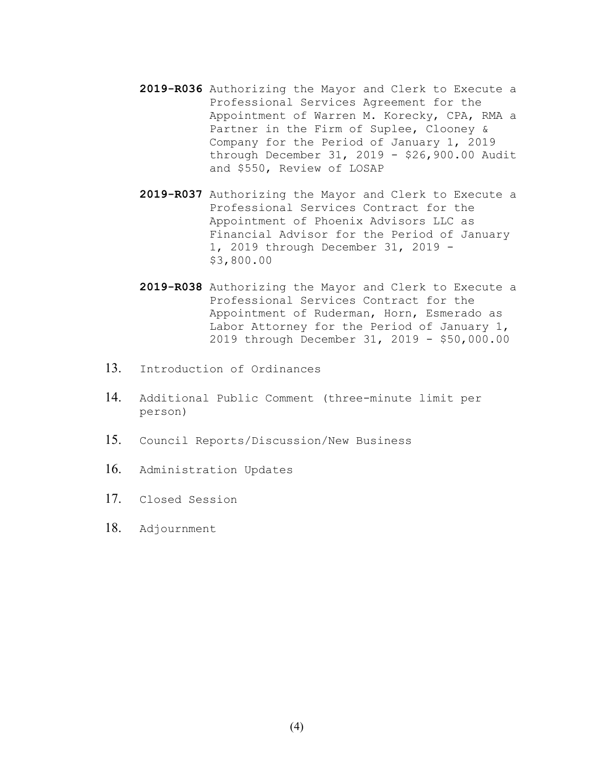**2019-R036** Authorizing the Mayor and Clerk to Execute a Professional Services Agreement for the Appointment of Warren M. Korecky, CPA, RMA a Partner in the Firm of Suplee, Clooney & Company for the Period of January 1, 2019 through December 31, 2019 - $26,900.00 Audit and $550, Review of LOSAP

**2019-R037** Authorizing the Mayor and Clerk to Execute a Professional Services Contract for the Appointment of Phoenix Advisors LLC as Financial Advisor for the Period of January 1, 2019 through December 31, 2019 - $3,800.00

**2019-R038** Authorizing the Mayor and Clerk to Execute a Professional Services Contract for the Appointment of Ruderman, Horn, Esmerado as Labor Attorney for the Period of January 1, 2019 through December 31, 2019 - $50,000.00

13. Introduction of Ordinances

14. Additional Public Comment (three-minute limit per person)

15. Council Reports/Discussion/New Business

16. Administration Updates

17. Closed Session

18. Adjournment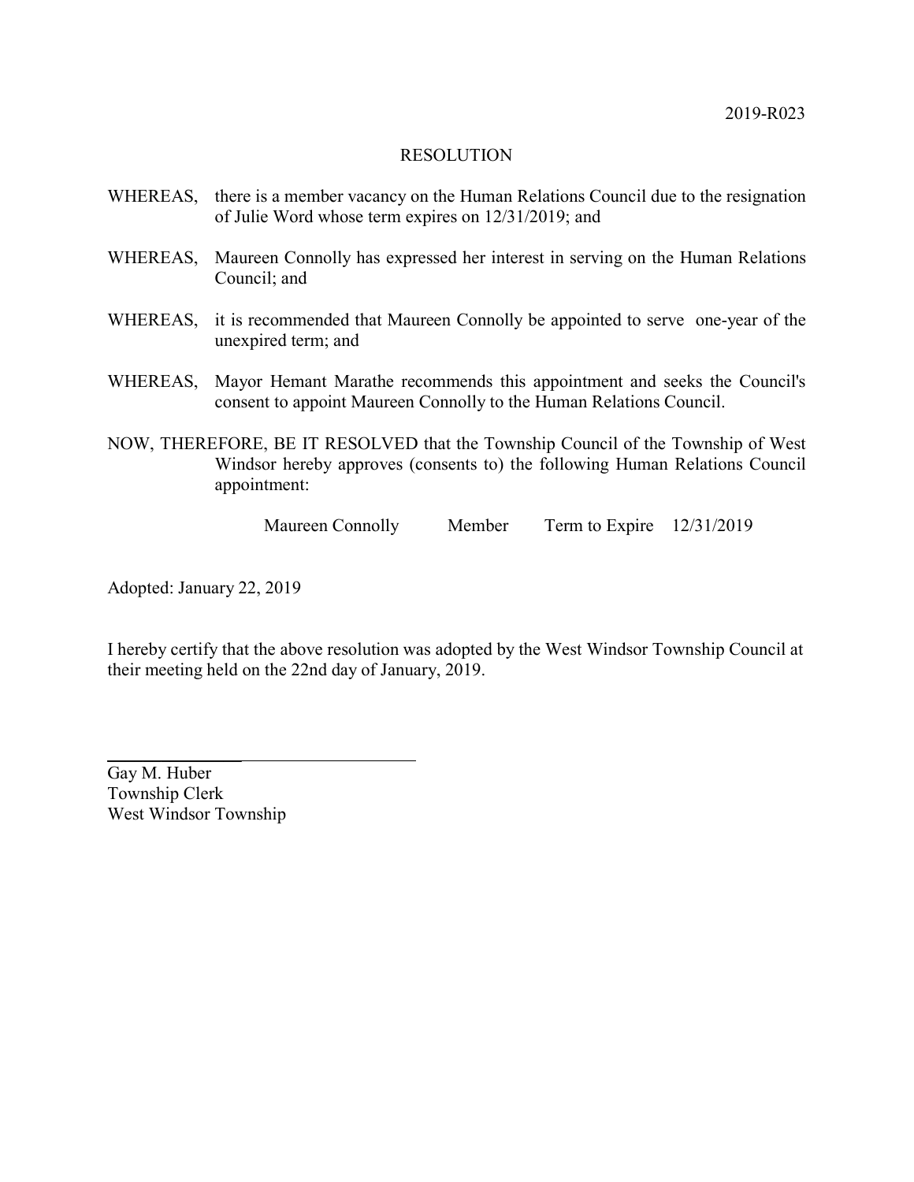2019-R023

# RESOLUTION

WHEREAS, there is a member vacancy on the Human Relations Council due to the resignation of Julie Word whose term expires on 12/31/2019; and

WHEREAS, Maureen Connolly has expressed her interest in serving on the Human Relations Council; and

WHEREAS, it is recommended that Maureen Connolly be appointed to serve one-year of the unexpired term; and

WHEREAS, Mayor Hemant Marathe recommends this appointment and seeks the Council's consent to appoint Maureen Connolly to the Human Relations Council.

NOW, THEREFORE, BE IT RESOLVED that the Township Council of the Township of West Windsor hereby approves (consents to) the following Human Relations Council appointment:

Maureen Connolly    Member    Term to Expire    12/31/2019

Adopted: January 22, 2019

I hereby certify that the above resolution was adopted by the West Windsor Township Council at their meeting held on the 22nd day of January, 2019.

______________________________
Gay M. Huber
Township Clerk
West Windsor Township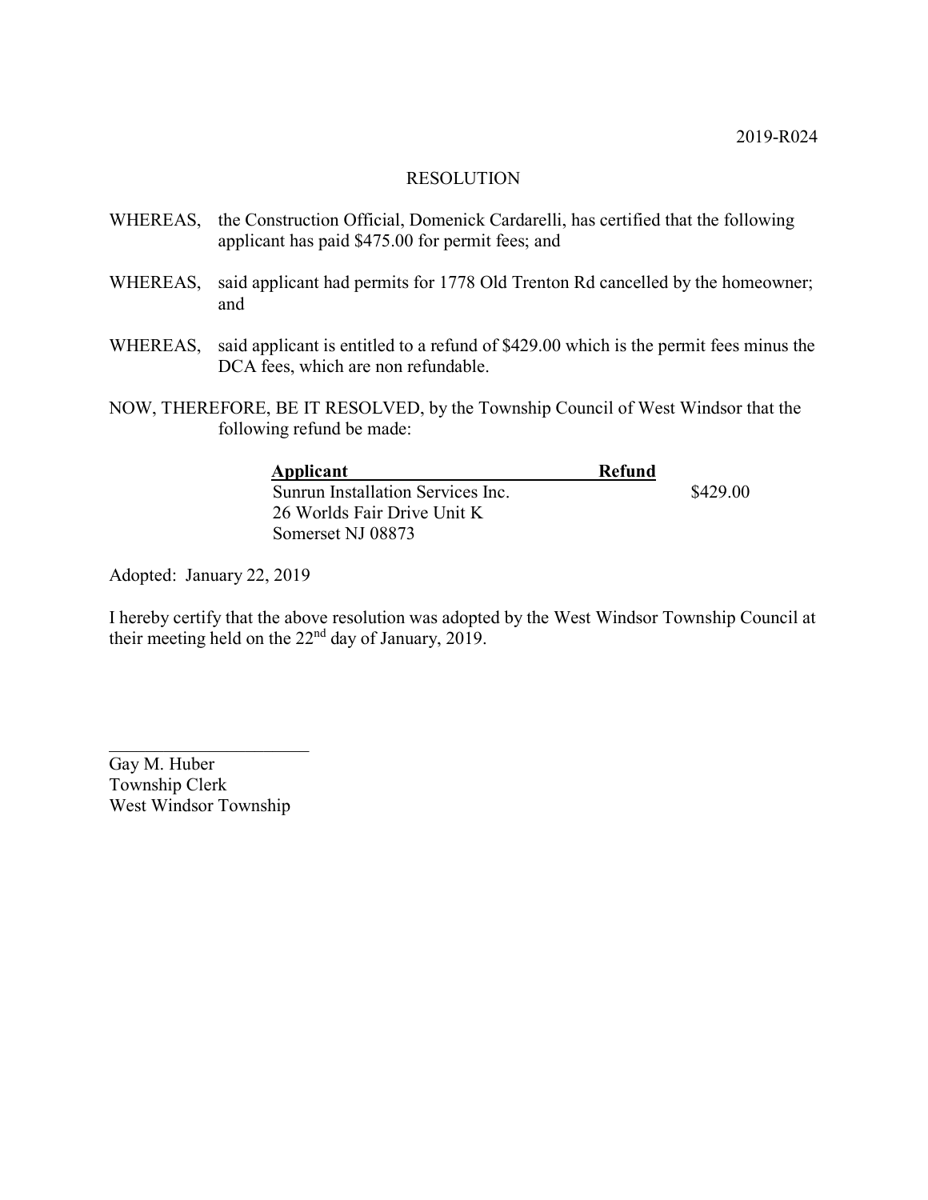2019-R024

RESOLUTION

WHEREAS, the Construction Official, Domenick Cardarelli, has certified that the following applicant has paid $475.00 for permit fees; and

WHEREAS, said applicant had permits for 1778 Old Trenton Rd cancelled by the homeowner; and

WHEREAS, said applicant is entitled to a refund of $429.00 which is the permit fees minus the DCA fees, which are non refundable.

NOW, THEREFORE, BE IT RESOLVED, by the Township Council of West Windsor that the following refund be made:

| Applicant | Refund |
| --- | --- |
| Sunrun Installation Services Inc.<br>26 Worlds Fair Drive Unit K<br>Somerset NJ 08873 | $429.00 |

Adopted: January 22, 2019

I hereby certify that the above resolution was adopted by the West Windsor Township Council at their meeting held on the 22nd day of January, 2019.

\_\_\_\_\_\_\_\_\_\_\_\_\_\_\_\_\_\_\_\_\_\_\_

Gay M. Huber
Township Clerk
West Windsor Township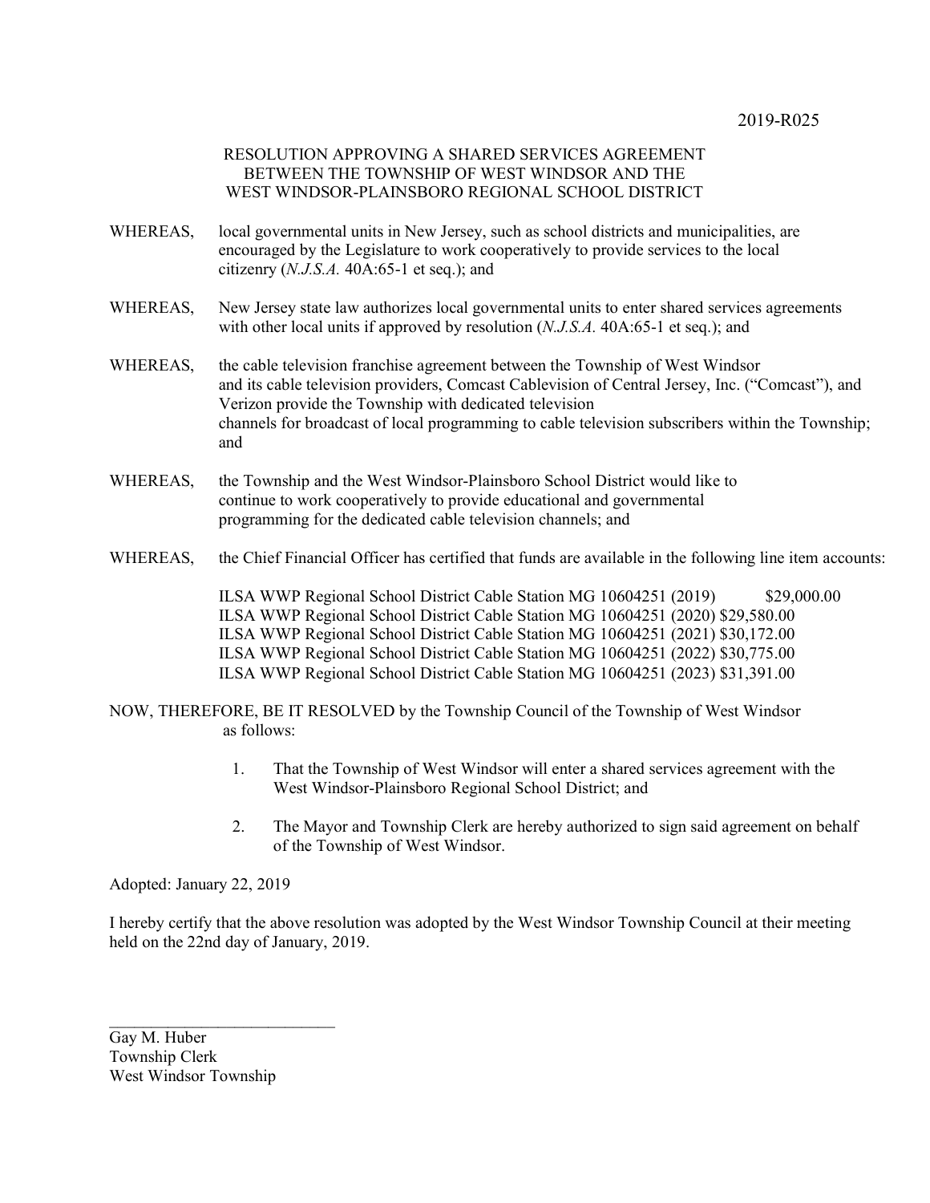2019-R025

# RESOLUTION APPROVING A SHARED SERVICES AGREEMENT BETWEEN THE TOWNSHIP OF WEST WINDSOR AND THE WEST WINDSOR-PLAINSBORO REGIONAL SCHOOL DISTRICT

WHEREAS, local governmental units in New Jersey, such as school districts and municipalities, are encouraged by the Legislature to work cooperatively to provide services to the local citizenry (*N.J.S.A.* 40A:65-1 et seq.); and

WHEREAS, New Jersey state law authorizes local governmental units to enter shared services agreements with other local units if approved by resolution (*N.J.S.A.* 40A:65-1 et seq.); and

WHEREAS, the cable television franchise agreement between the Township of West Windsor and its cable television providers, Comcast Cablevision of Central Jersey, Inc. ("Comcast"), and Verizon provide the Township with dedicated television channels for broadcast of local programming to cable television subscribers within the Township; and

WHEREAS, the Township and the West Windsor-Plainsboro School District would like to continue to work cooperatively to provide educational and governmental programming for the dedicated cable television channels; and

WHEREAS, the Chief Financial Officer has certified that funds are available in the following line item accounts:

ILSA WWP Regional School District Cable Station MG 10604251 (2019) $29,000.00
ILSA WWP Regional School District Cable Station MG 10604251 (2020) $29,580.00
ILSA WWP Regional School District Cable Station MG 10604251 (2021) $30,172.00
ILSA WWP Regional School District Cable Station MG 10604251 (2022) $30,775.00
ILSA WWP Regional School District Cable Station MG 10604251 (2023) $31,391.00

NOW, THEREFORE, BE IT RESOLVED by the Township Council of the Township of West Windsor as follows:

1. That the Township of West Windsor will enter a shared services agreement with the West Windsor-Plainsboro Regional School District; and

2. The Mayor and Township Clerk are hereby authorized to sign said agreement on behalf of the Township of West Windsor.

Adopted: January 22, 2019

I hereby certify that the above resolution was adopted by the West Windsor Township Council at their meeting held on the 22nd day of January, 2019.

\_\_\_\_\_\_\_\_\_\_\_\_\_\_\_\_\_\_\_\_\_\_\_\_\_\_\_\_

Gay M. Huber
Township Clerk
West Windsor Township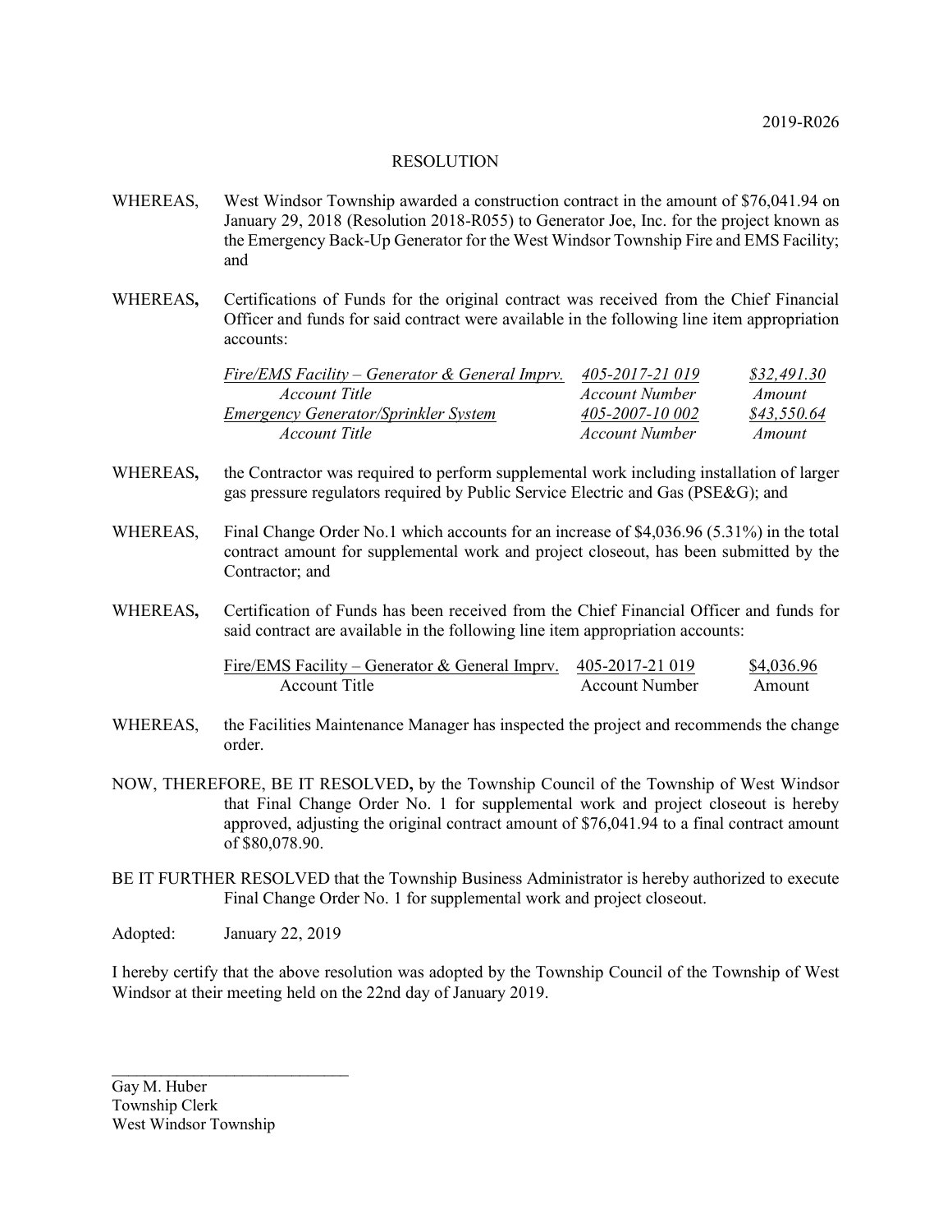2019-R026

RESOLUTION

WHEREAS, West Windsor Township awarded a construction contract in the amount of $76,041.94 on January 29, 2018 (Resolution 2018-R055) to Generator Joe, Inc. for the project known as the Emergency Back-Up Generator for the West Windsor Township Fire and EMS Facility; and

WHEREAS**,** Certifications of Funds for the original contract was received from the Chief Financial Officer and funds for said contract were available in the following line item appropriation accounts:

| *Account Title* | *Account Number* | *Amount* |
|---|---|---|
| *Fire/EMS Facility – Generator & General Imprv.* | *405-2017-21 019* | *$32,491.30* |
| *Emergency Generator/Sprinkler System* | *405-2007-10 002* | *$43,550.64* |

WHEREAS**,** the Contractor was required to perform supplemental work including installation of larger gas pressure regulators required by Public Service Electric and Gas (PSE&G); and

WHEREAS, Final Change Order No.1 which accounts for an increase of $4,036.96 (5.31%) in the total contract amount for supplemental work and project closeout, has been submitted by the Contractor; and

WHEREAS**,** Certification of Funds has been received from the Chief Financial Officer and funds for said contract are available in the following line item appropriation accounts:

| Account Title | Account Number | Amount |
|---|---|---|
| Fire/EMS Facility – Generator & General Imprv. | 405-2017-21 019 | $4,036.96 |

WHEREAS, the Facilities Maintenance Manager has inspected the project and recommends the change order.

NOW, THEREFORE, BE IT RESOLVED**,** by the Township Council of the Township of West Windsor that Final Change Order No. 1 for supplemental work and project closeout is hereby approved, adjusting the original contract amount of $76,041.94 to a final contract amount of $80,078.90.

BE IT FURTHER RESOLVED that the Township Business Administrator is hereby authorized to execute Final Change Order No. 1 for supplemental work and project closeout.

Adopted: January 22, 2019

I hereby certify that the above resolution was adopted by the Township Council of the Township of West Windsor at their meeting held on the 22nd day of January 2019.

\_\_\_\_\_\_\_\_\_\_\_\_\_\_\_\_\_\_\_\_\_\_\_\_\_\_\_\_\_\_

Gay M. Huber
Township Clerk
West Windsor Township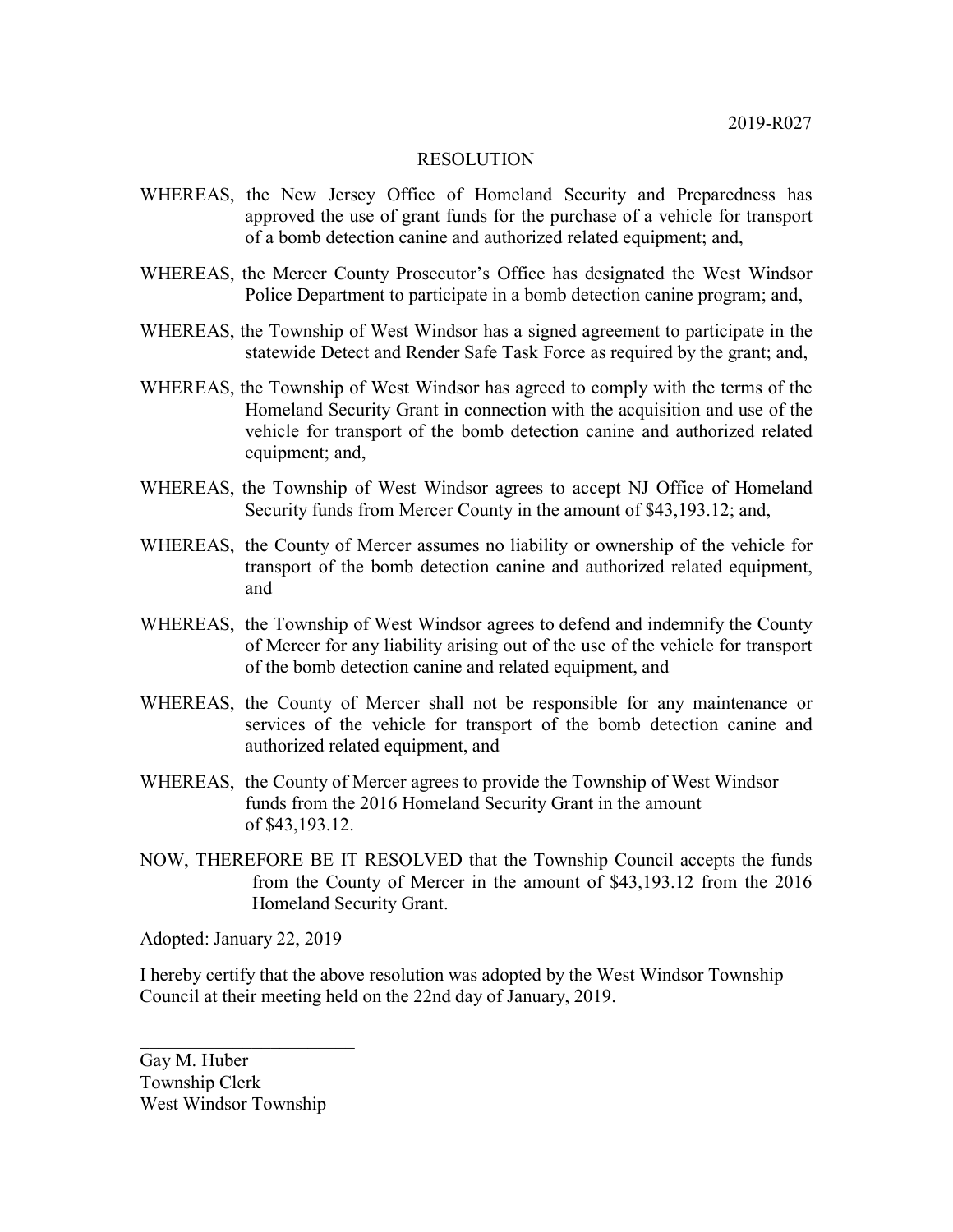2019-R027

# RESOLUTION

WHEREAS, the New Jersey Office of Homeland Security and Preparedness has approved the use of grant funds for the purchase of a vehicle for transport of a bomb detection canine and authorized related equipment; and,

WHEREAS, the Mercer County Prosecutor's Office has designated the West Windsor Police Department to participate in a bomb detection canine program; and,

WHEREAS, the Township of West Windsor has a signed agreement to participate in the statewide Detect and Render Safe Task Force as required by the grant; and,

WHEREAS, the Township of West Windsor has agreed to comply with the terms of the Homeland Security Grant in connection with the acquisition and use of the vehicle for transport of the bomb detection canine and authorized related equipment; and,

WHEREAS, the Township of West Windsor agrees to accept NJ Office of Homeland Security funds from Mercer County in the amount of $43,193.12; and,

WHEREAS, the County of Mercer assumes no liability or ownership of the vehicle for transport of the bomb detection canine and authorized related equipment, and

WHEREAS, the Township of West Windsor agrees to defend and indemnify the County of Mercer for any liability arising out of the use of the vehicle for transport of the bomb detection canine and related equipment, and

WHEREAS, the County of Mercer shall not be responsible for any maintenance or services of the vehicle for transport of the bomb detection canine and authorized related equipment, and

WHEREAS, the County of Mercer agrees to provide the Township of West Windsor funds from the 2016 Homeland Security Grant in the amount of $43,193.12.

NOW, THEREFORE BE IT RESOLVED that the Township Council accepts the funds from the County of Mercer in the amount of $43,193.12 from the 2016 Homeland Security Grant.

Adopted: January 22, 2019

I hereby certify that the above resolution was adopted by the West Windsor Township Council at their meeting held on the 22nd day of January, 2019.

\_\_\_\_\_\_\_\_\_\_\_\_\_\_\_\_\_\_\_\_\_\_\_\_\_

Gay M. Huber
Township Clerk
West Windsor Township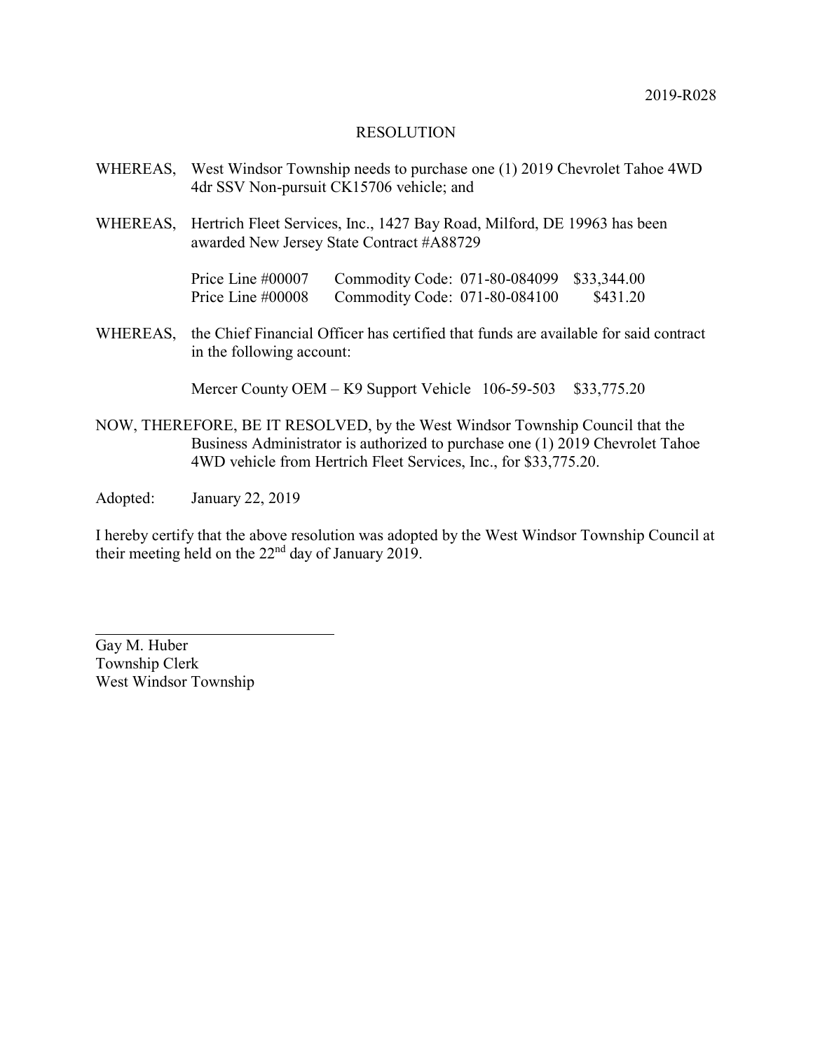2019-R028

# RESOLUTION

WHEREAS, West Windsor Township needs to purchase one (1) 2019 Chevrolet Tahoe 4WD 4dr SSV Non-pursuit CK15706 vehicle; and

WHEREAS, Hertrich Fleet Services, Inc., 1427 Bay Road, Milford, DE 19963 has been awarded New Jersey State Contract #A88729

| | | |
|---|---|---|
| Price Line #00007 | Commodity Code: 071-80-084099 | $33,344.00 |
| Price Line #00008 | Commodity Code: 071-80-084100 | $431.20 |

WHEREAS, the Chief Financial Officer has certified that funds are available for said contract in the following account:

Mercer County OEM – K9 Support Vehicle 106-59-503 $33,775.20

NOW, THEREFORE, BE IT RESOLVED, by the West Windsor Township Council that the Business Administrator is authorized to purchase one (1) 2019 Chevrolet Tahoe 4WD vehicle from Hertrich Fleet Services, Inc., for $33,775.20.

Adopted: January 22, 2019

I hereby certify that the above resolution was adopted by the West Windsor Township Council at their meeting held on the 22nd day of January 2019.

Gay M. Huber
Township Clerk
West Windsor Township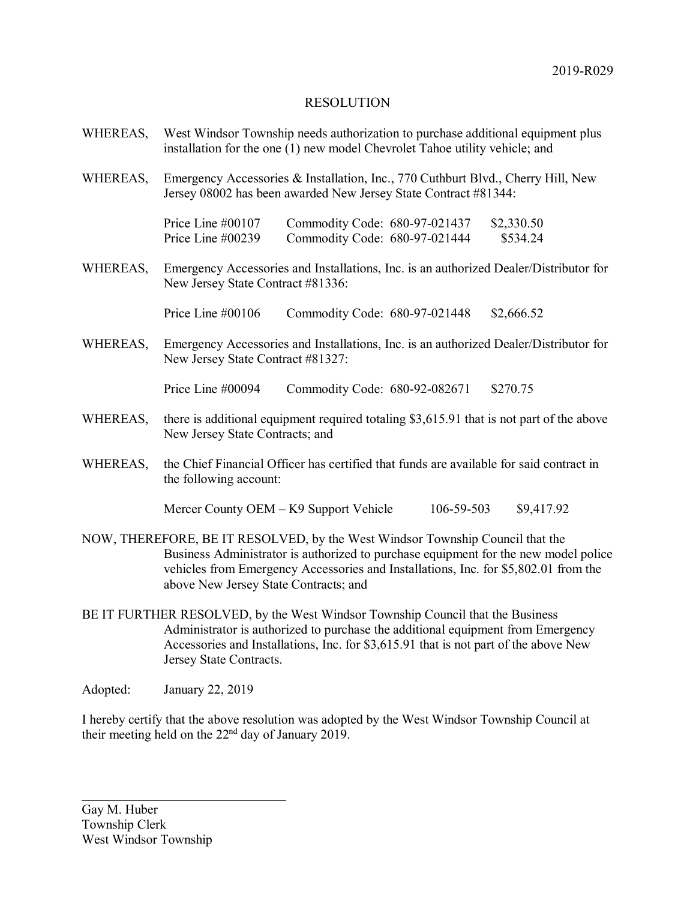2019-R029

# RESOLUTION

WHEREAS, West Windsor Township needs authorization to purchase additional equipment plus installation for the one (1) new model Chevrolet Tahoe utility vehicle; and

WHEREAS, Emergency Accessories & Installation, Inc., 770 Cuthburt Blvd., Cherry Hill, New Jersey 08002 has been awarded New Jersey State Contract #81344:

| | | |
|---|---|---|
| Price Line #00107 | Commodity Code: 680-97-021437 | $2,330.50 |
| Price Line #00239 | Commodity Code: 680-97-021444 | $534.24 |

WHEREAS, Emergency Accessories and Installations, Inc. is an authorized Dealer/Distributor for New Jersey State Contract #81336:

| | | |
|---|---|---|
| Price Line #00106 | Commodity Code: 680-97-021448 | $2,666.52 |

WHEREAS, Emergency Accessories and Installations, Inc. is an authorized Dealer/Distributor for New Jersey State Contract #81327:

| | | |
|---|---|---|
| Price Line #00094 | Commodity Code: 680-92-082671 | $270.75 |

WHEREAS, there is additional equipment required totaling $3,615.91 that is not part of the above New Jersey State Contracts; and

WHEREAS, the Chief Financial Officer has certified that funds are available for said contract in the following account:

| | | |
|---|---|---|
| Mercer County OEM – K9 Support Vehicle | 106-59-503 | $9,417.92 |

NOW, THEREFORE, BE IT RESOLVED, by the West Windsor Township Council that the Business Administrator is authorized to purchase equipment for the new model police vehicles from Emergency Accessories and Installations, Inc. for $5,802.01 from the above New Jersey State Contracts; and

BE IT FURTHER RESOLVED, by the West Windsor Township Council that the Business Administrator is authorized to purchase the additional equipment from Emergency Accessories and Installations, Inc. for $3,615.91 that is not part of the above New Jersey State Contracts.

Adopted: January 22, 2019

I hereby certify that the above resolution was adopted by the West Windsor Township Council at their meeting held on the 22nd day of January 2019.

Gay M. Huber
Township Clerk
West Windsor Township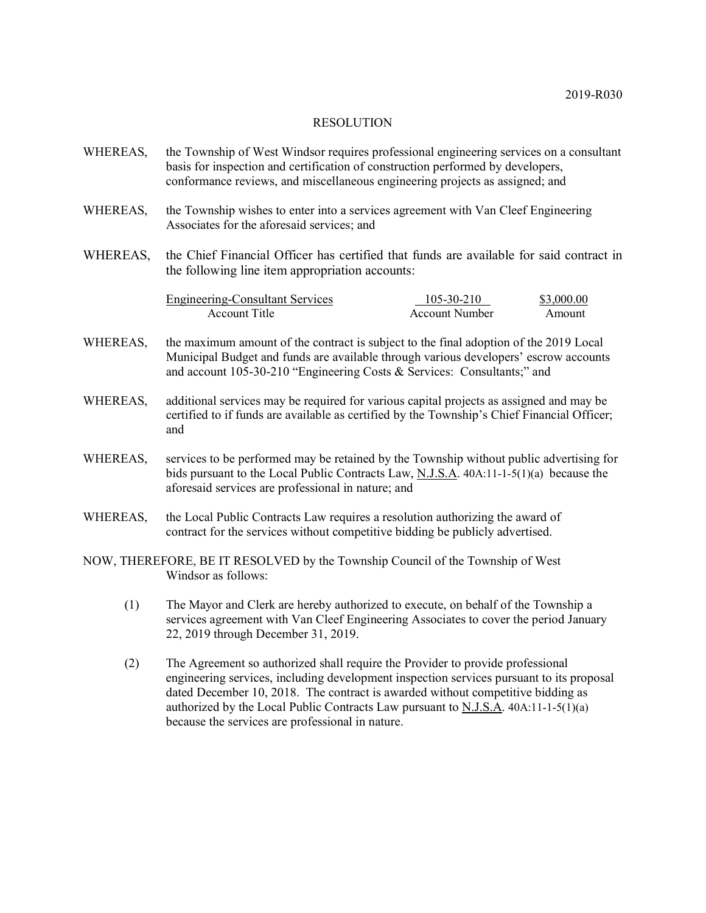2019-R030

RESOLUTION

WHEREAS, the Township of West Windsor requires professional engineering services on a consultant basis for inspection and certification of construction performed by developers, conformance reviews, and miscellaneous engineering projects as assigned; and

WHEREAS, the Township wishes to enter into a services agreement with Van Cleef Engineering Associates for the aforesaid services; and

WHEREAS, the Chief Financial Officer has certified that funds are available for said contract in the following line item appropriation accounts:

| Account Title | Account Number | Amount |
|---|---|---|
| Engineering-Consultant Services | 105-30-210 | $3,000.00 |

WHEREAS, the maximum amount of the contract is subject to the final adoption of the 2019 Local Municipal Budget and funds are available through various developers' escrow accounts and account 105-30-210 "Engineering Costs & Services: Consultants;" and

WHEREAS, additional services may be required for various capital projects as assigned and may be certified to if funds are available as certified by the Township's Chief Financial Officer; and

WHEREAS, services to be performed may be retained by the Township without public advertising for bids pursuant to the Local Public Contracts Law, N.J.S.A. 40A:11-1-5(1)(a) because the aforesaid services are professional in nature; and

WHEREAS, the Local Public Contracts Law requires a resolution authorizing the award of contract for the services without competitive bidding be publicly advertised.

NOW, THEREFORE, BE IT RESOLVED by the Township Council of the Township of West Windsor as follows:

(1) The Mayor and Clerk are hereby authorized to execute, on behalf of the Township a services agreement with Van Cleef Engineering Associates to cover the period January 22, 2019 through December 31, 2019.

(2) The Agreement so authorized shall require the Provider to provide professional engineering services, including development inspection services pursuant to its proposal dated December 10, 2018. The contract is awarded without competitive bidding as authorized by the Local Public Contracts Law pursuant to N.J.S.A. 40A:11-1-5(1)(a) because the services are professional in nature.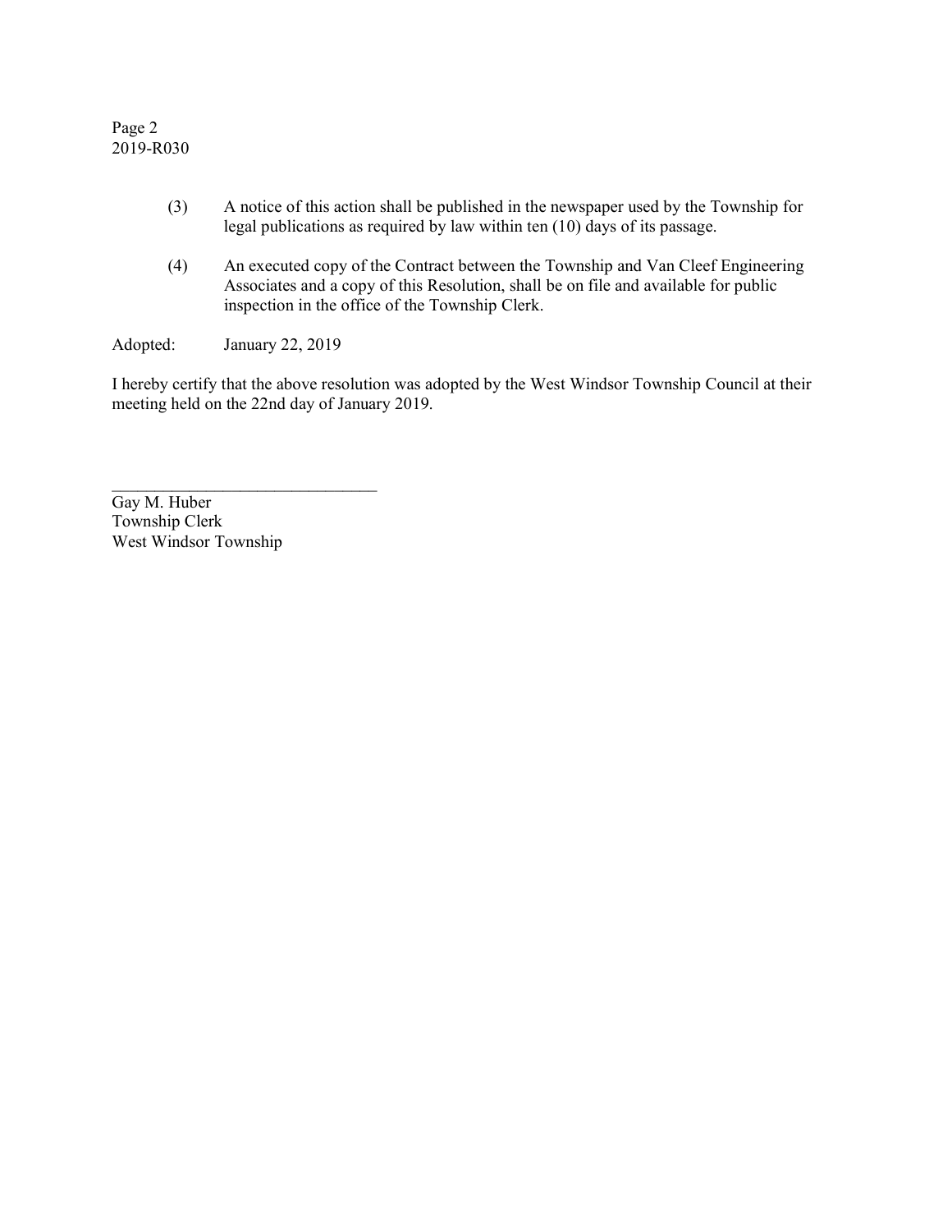(3) A notice of this action shall be published in the newspaper used by the Township for legal publications as required by law within ten (10) days of its passage.

(4) An executed copy of the Contract between the Township and Van Cleef Engineering Associates and a copy of this Resolution, shall be on file and available for public inspection in the office of the Township Clerk.

Adopted: January 22, 2019

I hereby certify that the above resolution was adopted by the West Windsor Township Council at their meeting held on the 22nd day of January 2019.

\_\_\_\_\_\_\_\_\_\_\_\_\_\_\_\_\_\_\_\_\_\_\_\_\_\_\_\_\_\_\_\_

Gay M. Huber
Township Clerk
West Windsor Township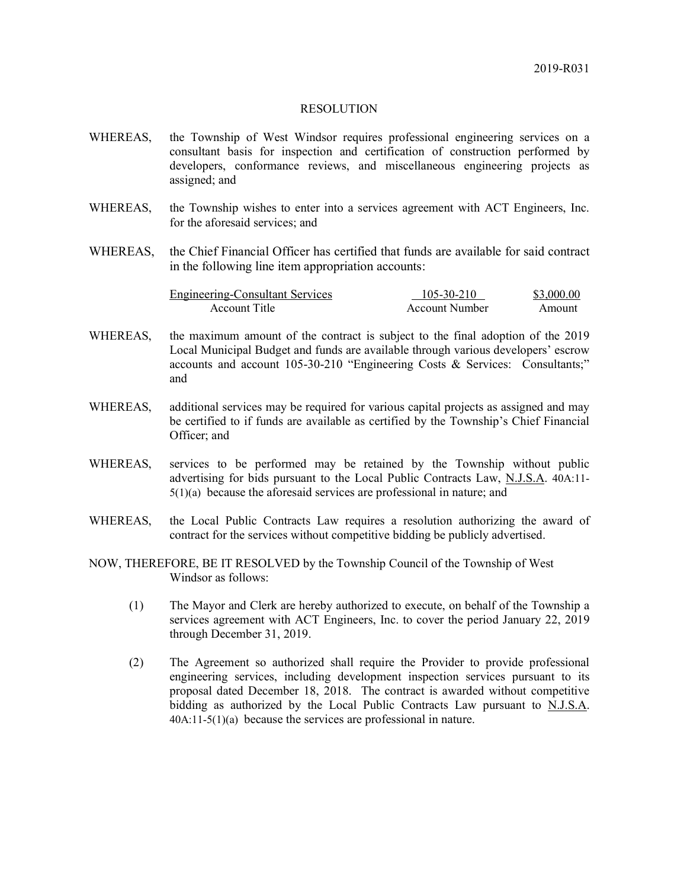2019-R031

# RESOLUTION

WHEREAS, the Township of West Windsor requires professional engineering services on a consultant basis for inspection and certification of construction performed by developers, conformance reviews, and miscellaneous engineering projects as assigned; and

WHEREAS, the Township wishes to enter into a services agreement with ACT Engineers, Inc. for the aforesaid services; and

WHEREAS, the Chief Financial Officer has certified that funds are available for said contract in the following line item appropriation accounts:

| Account Title | Account Number | Amount |
|---|---|---|
| Engineering-Consultant Services | 105-30-210 | $3,000.00 |

WHEREAS, the maximum amount of the contract is subject to the final adoption of the 2019 Local Municipal Budget and funds are available through various developers' escrow accounts and account 105-30-210 "Engineering Costs & Services: Consultants;" and

WHEREAS, additional services may be required for various capital projects as assigned and may be certified to if funds are available as certified by the Township's Chief Financial Officer; and

WHEREAS, services to be performed may be retained by the Township without public advertising for bids pursuant to the Local Public Contracts Law, N.J.S.A. 40A:11-5(1)(a) because the aforesaid services are professional in nature; and

WHEREAS, the Local Public Contracts Law requires a resolution authorizing the award of contract for the services without competitive bidding be publicly advertised.

NOW, THEREFORE, BE IT RESOLVED by the Township Council of the Township of West Windsor as follows:

(1) The Mayor and Clerk are hereby authorized to execute, on behalf of the Township a services agreement with ACT Engineers, Inc. to cover the period January 22, 2019 through December 31, 2019.

(2) The Agreement so authorized shall require the Provider to provide professional engineering services, including development inspection services pursuant to its proposal dated December 18, 2018. The contract is awarded without competitive bidding as authorized by the Local Public Contracts Law pursuant to N.J.S.A. 40A:11-5(1)(a) because the services are professional in nature.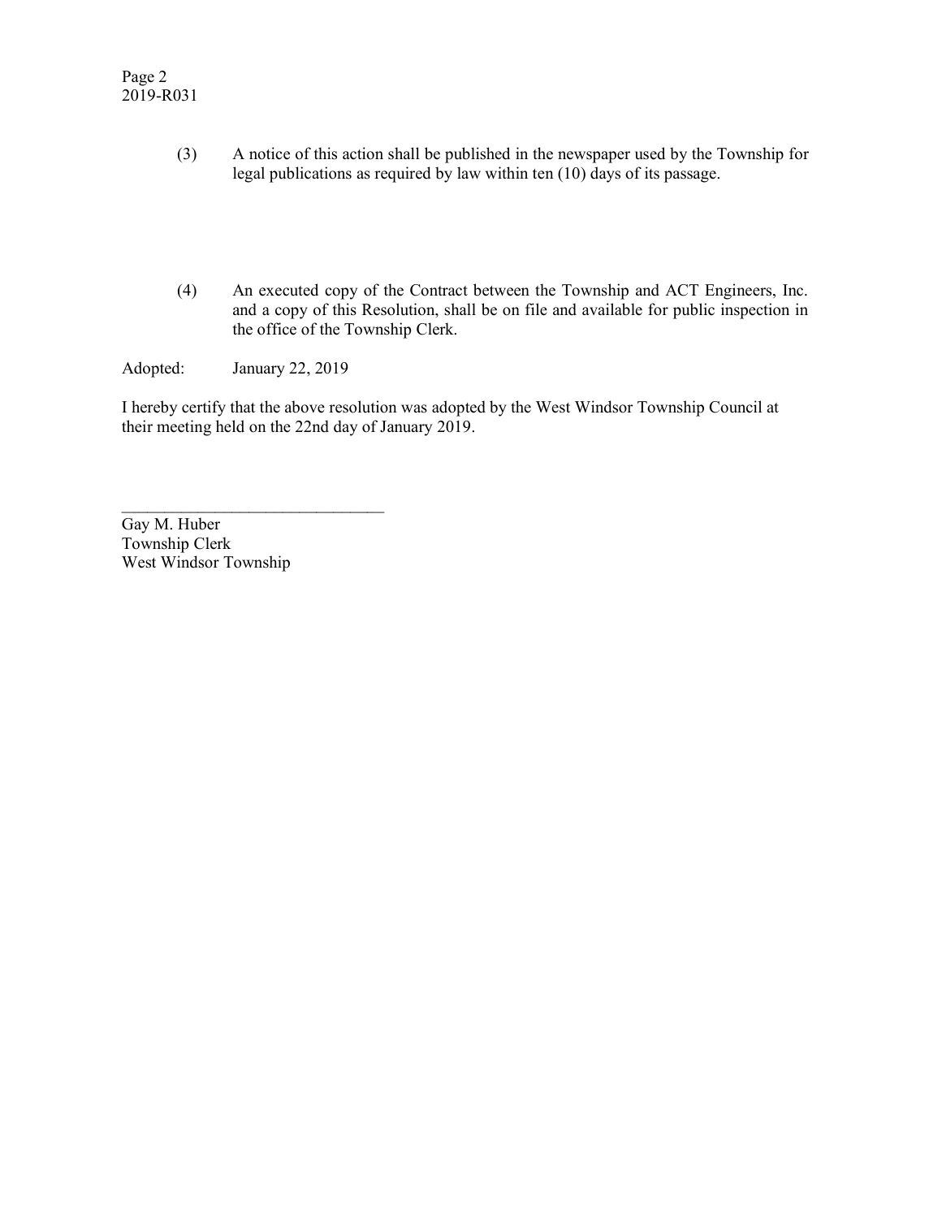(3) A notice of this action shall be published in the newspaper used by the Township for legal publications as required by law within ten (10) days of its passage.

(4) An executed copy of the Contract between the Township and ACT Engineers, Inc. and a copy of this Resolution, shall be on file and available for public inspection in the office of the Township Clerk.

Adopted: January 22, 2019

I hereby certify that the above resolution was adopted by the West Windsor Township Council at their meeting held on the 22nd day of January 2019.

_______________________________

Gay M. Huber
Township Clerk
West Windsor Township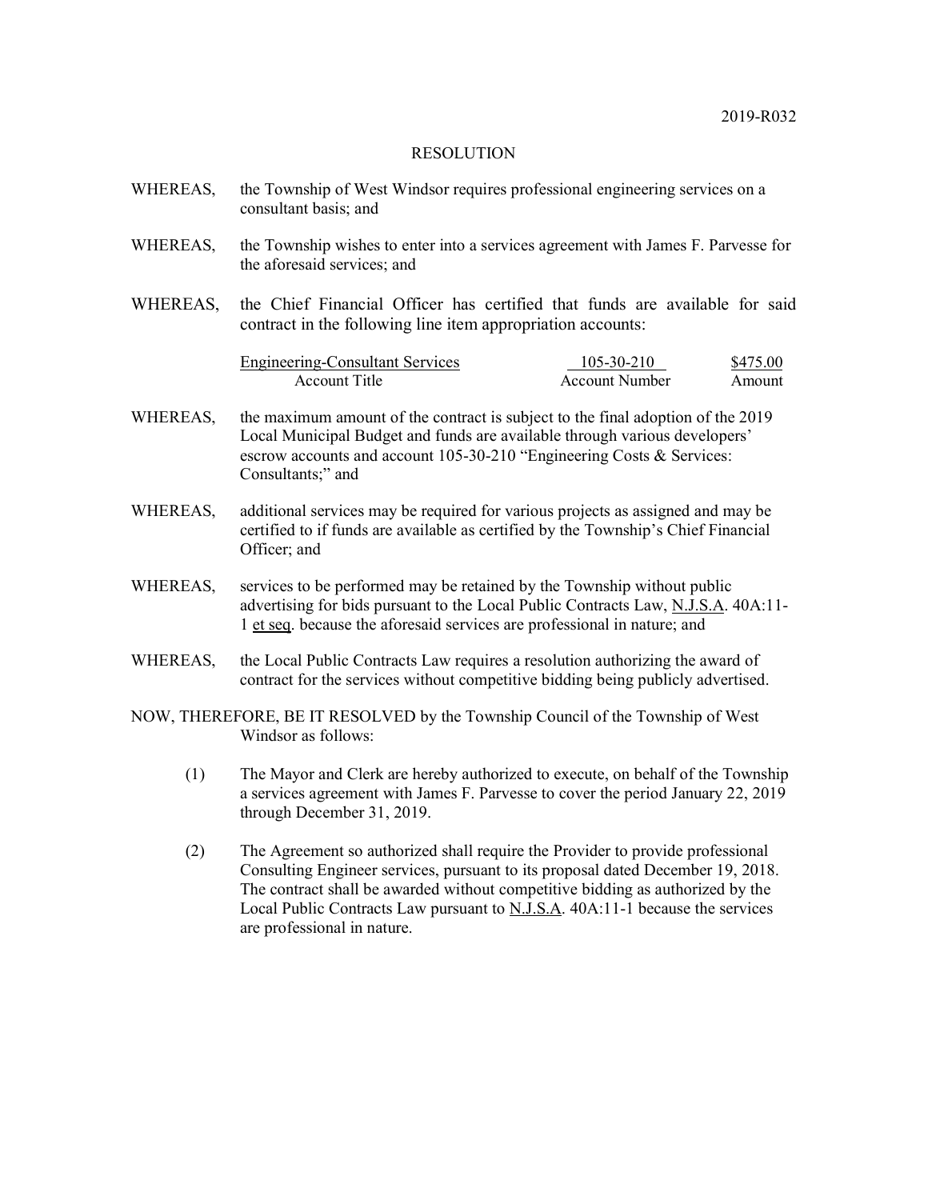2019-R032

RESOLUTION

WHEREAS, the Township of West Windsor requires professional engineering services on a consultant basis; and

WHEREAS, the Township wishes to enter into a services agreement with James F. Parvesse for the aforesaid services; and

WHEREAS, the Chief Financial Officer has certified that funds are available for said contract in the following line item appropriation accounts:

| Account Title | Account Number | Amount |
|---|---|---|
| Engineering-Consultant Services | 105-30-210 | $475.00 |

WHEREAS, the maximum amount of the contract is subject to the final adoption of the 2019 Local Municipal Budget and funds are available through various developers' escrow accounts and account 105-30-210 "Engineering Costs & Services: Consultants;" and

WHEREAS, additional services may be required for various projects as assigned and may be certified to if funds are available as certified by the Township's Chief Financial Officer; and

WHEREAS, services to be performed may be retained by the Township without public advertising for bids pursuant to the Local Public Contracts Law, N.J.S.A. 40A:11-1 et seq. because the aforesaid services are professional in nature; and

WHEREAS, the Local Public Contracts Law requires a resolution authorizing the award of contract for the services without competitive bidding being publicly advertised.

NOW, THEREFORE, BE IT RESOLVED by the Township Council of the Township of West Windsor as follows:

(1) The Mayor and Clerk are hereby authorized to execute, on behalf of the Township a services agreement with James F. Parvesse to cover the period January 22, 2019 through December 31, 2019.

(2) The Agreement so authorized shall require the Provider to provide professional Consulting Engineer services, pursuant to its proposal dated December 19, 2018. The contract shall be awarded without competitive bidding as authorized by the Local Public Contracts Law pursuant to N.J.S.A. 40A:11-1 because the services are professional in nature.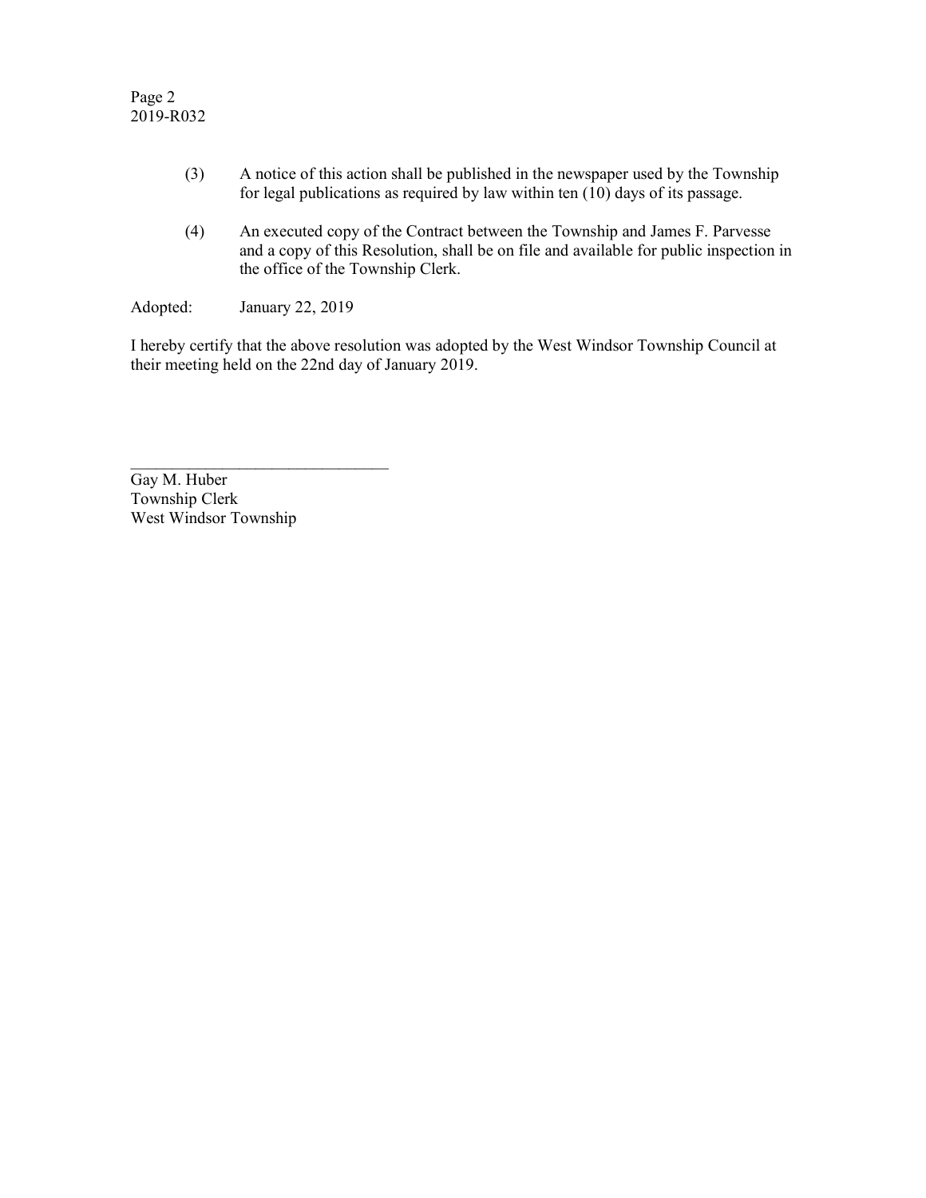(3) A notice of this action shall be published in the newspaper used by the Township for legal publications as required by law within ten (10) days of its passage.

(4) An executed copy of the Contract between the Township and James F. Parvesse and a copy of this Resolution, shall be on file and available for public inspection in the office of the Township Clerk.

Adopted: January 22, 2019

I hereby certify that the above resolution was adopted by the West Windsor Township Council at their meeting held on the 22nd day of January 2019.

\_\_\_\_\_\_\_\_\_\_\_\_\_\_\_\_\_\_\_\_\_\_\_\_\_\_\_\_\_\_\_\_

Gay M. Huber
Township Clerk
West Windsor Township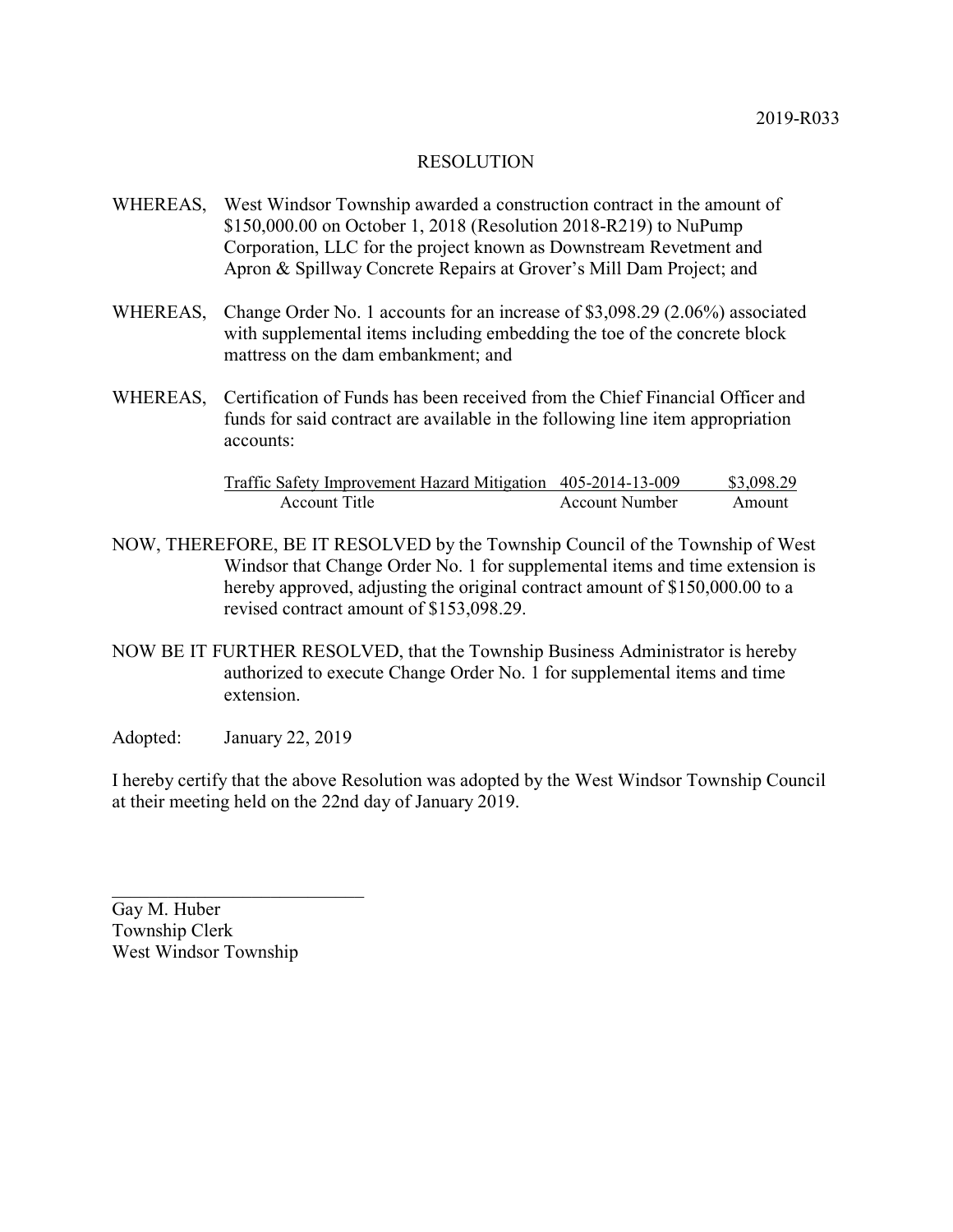2019-R033

# RESOLUTION

WHEREAS, West Windsor Township awarded a construction contract in the amount of $150,000.00 on October 1, 2018 (Resolution 2018-R219) to NuPump Corporation, LLC for the project known as Downstream Revetment and Apron & Spillway Concrete Repairs at Grover's Mill Dam Project; and

WHEREAS, Change Order No. 1 accounts for an increase of $3,098.29 (2.06%) associated with supplemental items including embedding the toe of the concrete block mattress on the dam embankment; and

WHEREAS, Certification of Funds has been received from the Chief Financial Officer and funds for said contract are available in the following line item appropriation accounts:

| Account Title | Account Number | Amount |
|---|---|---|
| Traffic Safety Improvement Hazard Mitigation | 405-2014-13-009 | $3,098.29 |

NOW, THEREFORE, BE IT RESOLVED by the Township Council of the Township of West Windsor that Change Order No. 1 for supplemental items and time extension is hereby approved, adjusting the original contract amount of $150,000.00 to a revised contract amount of $153,098.29.

NOW BE IT FURTHER RESOLVED, that the Township Business Administrator is hereby authorized to execute Change Order No. 1 for supplemental items and time extension.

Adopted: January 22, 2019

I hereby certify that the above Resolution was adopted by the West Windsor Township Council at their meeting held on the 22nd day of January 2019.

\_\_\_\_\_\_\_\_\_\_\_\_\_\_\_\_\_\_\_\_\_\_\_\_\_\_\_\_

Gay M. Huber
Township Clerk
West Windsor Township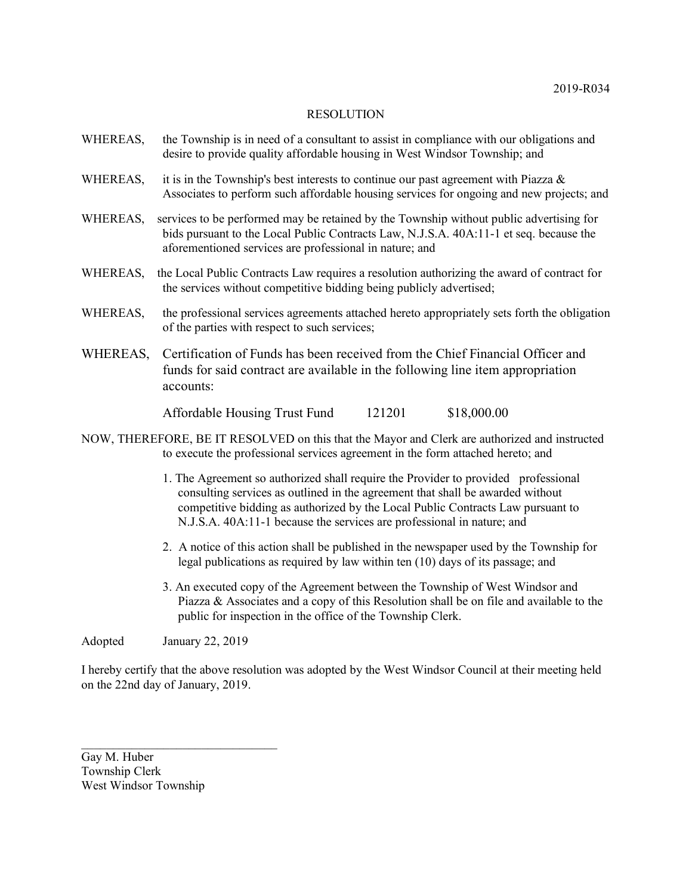2019-R034

RESOLUTION

WHEREAS, the Township is in need of a consultant to assist in compliance with our obligations and desire to provide quality affordable housing in West Windsor Township; and

WHEREAS, it is in the Township's best interests to continue our past agreement with Piazza & Associates to perform such affordable housing services for ongoing and new projects; and

WHEREAS, services to be performed may be retained by the Township without public advertising for bids pursuant to the Local Public Contracts Law, N.J.S.A. 40A:11-1 et seq. because the aforementioned services are professional in nature; and

WHEREAS, the Local Public Contracts Law requires a resolution authorizing the award of contract for the services without competitive bidding being publicly advertised;

WHEREAS, the professional services agreements attached hereto appropriately sets forth the obligation of the parties with respect to such services;

WHEREAS, Certification of Funds has been received from the Chief Financial Officer and funds for said contract are available in the following line item appropriation accounts:

| | | |
|---|---|---|
| Affordable Housing Trust Fund | 121201 | $18,000.00 |

NOW, THEREFORE, BE IT RESOLVED on this that the Mayor and Clerk are authorized and instructed to execute the professional services agreement in the form attached hereto; and

1. The Agreement so authorized shall require the Provider to provided professional consulting services as outlined in the agreement that shall be awarded without competitive bidding as authorized by the Local Public Contracts Law pursuant to N.J.S.A. 40A:11-1 because the services are professional in nature; and

2. A notice of this action shall be published in the newspaper used by the Township for legal publications as required by law within ten (10) days of its passage; and

3. An executed copy of the Agreement between the Township of West Windsor and Piazza & Associates and a copy of this Resolution shall be on file and available to the public for inspection in the office of the Township Clerk.

Adopted January 22, 2019

I hereby certify that the above resolution was adopted by the West Windsor Council at their meeting held on the 22nd day of January, 2019.

\_\_\_\_\_\_\_\_\_\_\_\_\_\_\_\_\_\_\_\_\_\_\_\_\_\_\_\_\_\_

Gay M. Huber
Township Clerk
West Windsor Township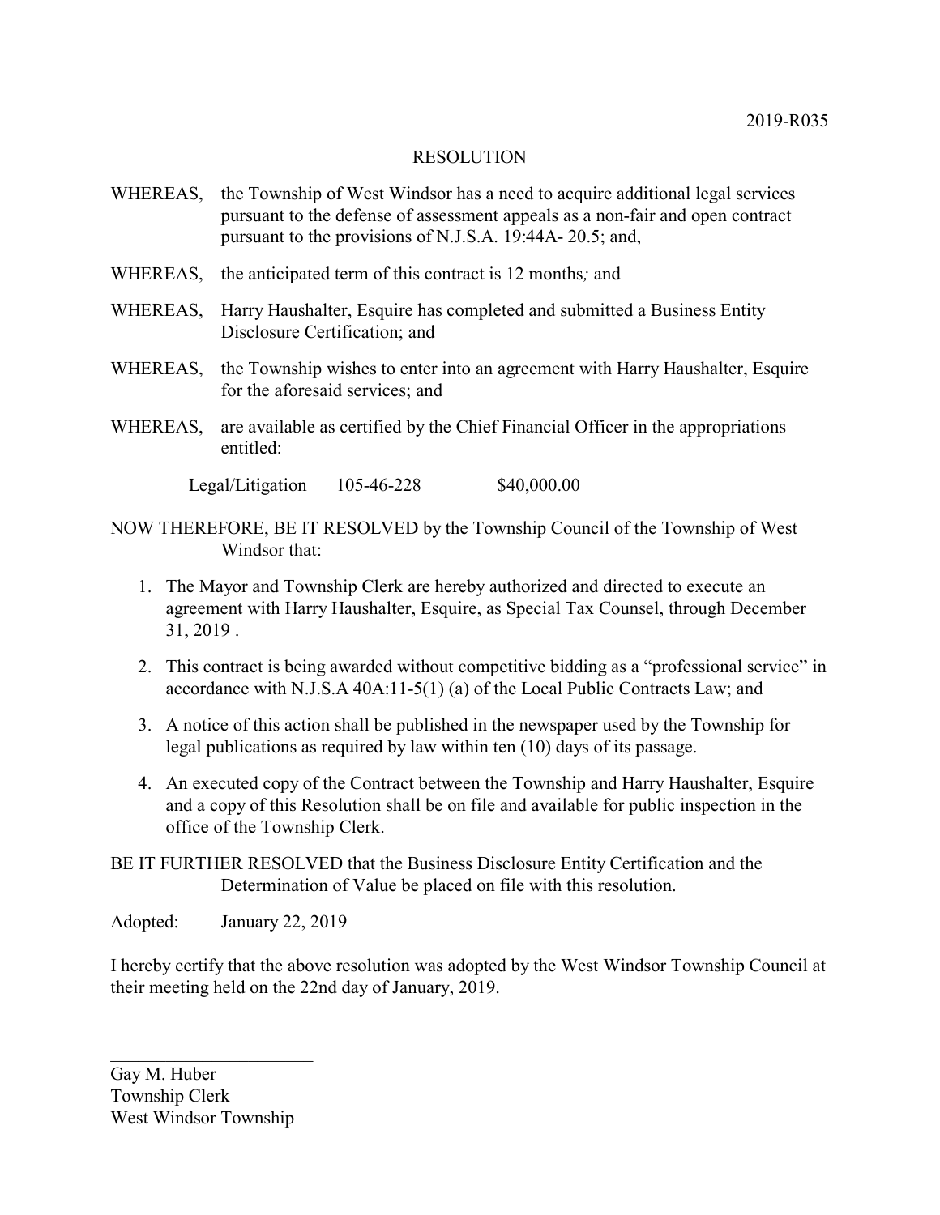2019-R035

# RESOLUTION

WHEREAS, the Township of West Windsor has a need to acquire additional legal services pursuant to the defense of assessment appeals as a non-fair and open contract pursuant to the provisions of N.J.S.A. 19:44A- 20.5; and,

WHEREAS, the anticipated term of this contract is 12 months*;* and

WHEREAS, Harry Haushalter, Esquire has completed and submitted a Business Entity Disclosure Certification; and

WHEREAS, the Township wishes to enter into an agreement with Harry Haushalter, Esquire for the aforesaid services; and

WHEREAS, are available as certified by the Chief Financial Officer in the appropriations entitled:

| Legal/Litigation | 105-46-228 | $40,000.00 |
|---|---|---|

NOW THEREFORE, BE IT RESOLVED by the Township Council of the Township of West Windsor that:

1. The Mayor and Township Clerk are hereby authorized and directed to execute an agreement with Harry Haushalter, Esquire, as Special Tax Counsel, through December 31, 2019 .
2. This contract is being awarded without competitive bidding as a "professional service" in accordance with N.J.S.A 40A:11-5(1) (a) of the Local Public Contracts Law; and
3. A notice of this action shall be published in the newspaper used by the Township for legal publications as required by law within ten (10) days of its passage.
4. An executed copy of the Contract between the Township and Harry Haushalter, Esquire and a copy of this Resolution shall be on file and available for public inspection in the office of the Township Clerk.

BE IT FURTHER RESOLVED that the Business Disclosure Entity Certification and the Determination of Value be placed on file with this resolution.

Adopted: January 22, 2019

I hereby certify that the above resolution was adopted by the West Windsor Township Council at their meeting held on the 22nd day of January, 2019.

\_\_\_\_\_\_\_\_\_\_\_\_\_\_\_\_\_\_\_\_\_\_

Gay M. Huber
Township Clerk
West Windsor Township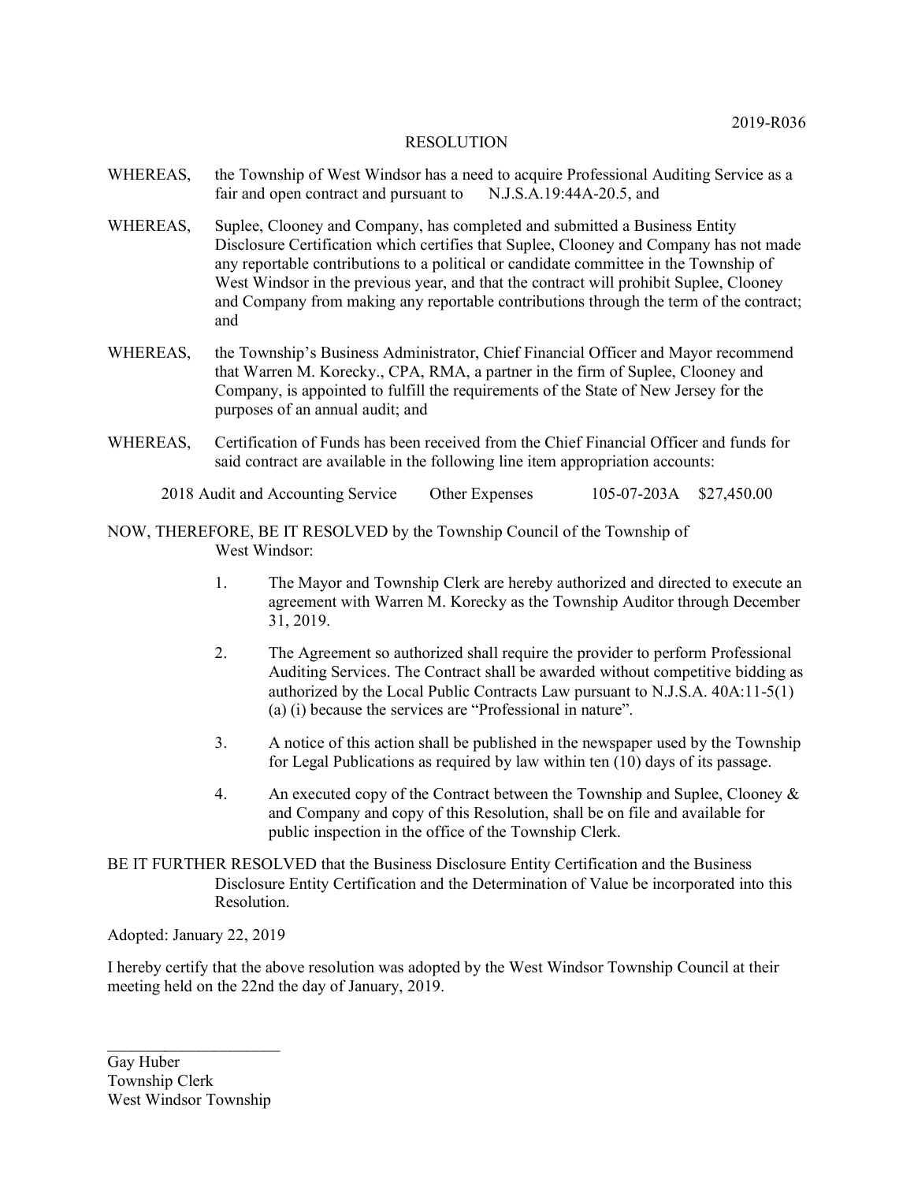2019-R036

RESOLUTION

WHEREAS, the Township of West Windsor has a need to acquire Professional Auditing Service as a fair and open contract and pursuant to N.J.S.A.19:44A-20.5, and

WHEREAS, Suplee, Clooney and Company, has completed and submitted a Business Entity Disclosure Certification which certifies that Suplee, Clooney and Company has not made any reportable contributions to a political or candidate committee in the Township of West Windsor in the previous year, and that the contract will prohibit Suplee, Clooney and Company from making any reportable contributions through the term of the contract; and

WHEREAS, the Township's Business Administrator, Chief Financial Officer and Mayor recommend that Warren M. Korecky., CPA, RMA, a partner in the firm of Suplee, Clooney and Company, is appointed to fulfill the requirements of the State of New Jersey for the purposes of an annual audit; and

WHEREAS, Certification of Funds has been received from the Chief Financial Officer and funds for said contract are available in the following line item appropriation accounts:

| | | | |
|---|---|---|---|
| 2018 Audit and Accounting Service | Other Expenses | 105-07-203A | $27,450.00 |

NOW, THEREFORE, BE IT RESOLVED by the Township Council of the Township of West Windsor:

1. The Mayor and Township Clerk are hereby authorized and directed to execute an agreement with Warren M. Korecky as the Township Auditor through December 31, 2019.

2. The Agreement so authorized shall require the provider to perform Professional Auditing Services. The Contract shall be awarded without competitive bidding as authorized by the Local Public Contracts Law pursuant to N.J.S.A. 40A:11-5(1) (a) (i) because the services are "Professional in nature".

3. A notice of this action shall be published in the newspaper used by the Township for Legal Publications as required by law within ten (10) days of its passage.

4. An executed copy of the Contract between the Township and Suplee, Clooney & and Company and copy of this Resolution, shall be on file and available for public inspection in the office of the Township Clerk.

BE IT FURTHER RESOLVED that the Business Disclosure Entity Certification and the Business Disclosure Entity Certification and the Determination of Value be incorporated into this Resolution.

Adopted: January 22, 2019

I hereby certify that the above resolution was adopted by the West Windsor Township Council at their meeting held on the 22nd the day of January, 2019.

\_\_\_\_\_\_\_\_\_\_\_\_\_\_\_\_\_\_\_\_\_\_

Gay Huber
Township Clerk
West Windsor Township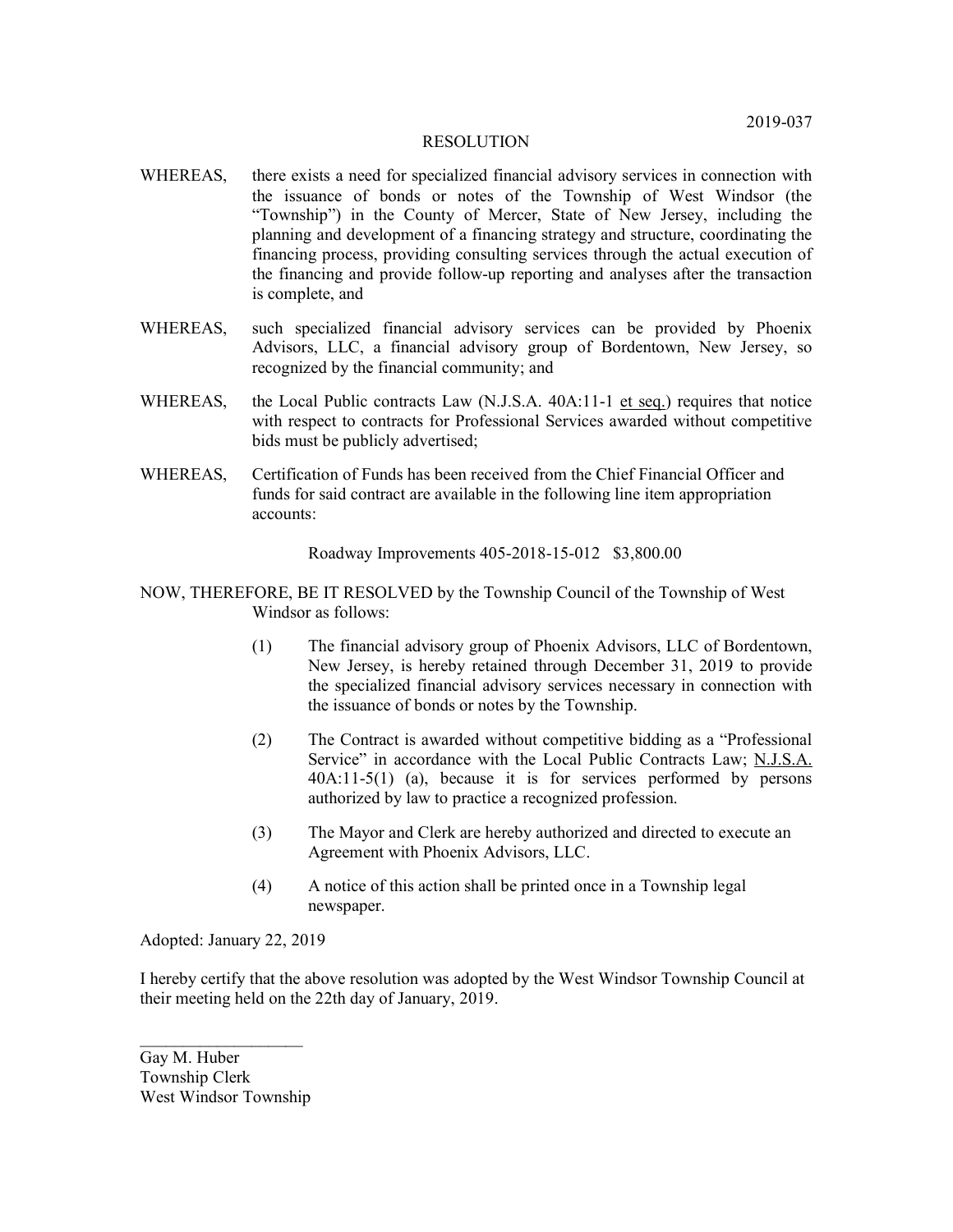2019-037

# RESOLUTION

WHEREAS, there exists a need for specialized financial advisory services in connection with the issuance of bonds or notes of the Township of West Windsor (the "Township") in the County of Mercer, State of New Jersey, including the planning and development of a financing strategy and structure, coordinating the financing process, providing consulting services through the actual execution of the financing and provide follow-up reporting and analyses after the transaction is complete, and

WHEREAS, such specialized financial advisory services can be provided by Phoenix Advisors, LLC, a financial advisory group of Bordentown, New Jersey, so recognized by the financial community; and

WHEREAS, the Local Public contracts Law (N.J.S.A. 40A:11-1 et seq.) requires that notice with respect to contracts for Professional Services awarded without competitive bids must be publicly advertised;

WHEREAS, Certification of Funds has been received from the Chief Financial Officer and funds for said contract are available in the following line item appropriation accounts:

Roadway Improvements 405-2018-15-012 $3,800.00

NOW, THEREFORE, BE IT RESOLVED by the Township Council of the Township of West Windsor as follows:

(1) The financial advisory group of Phoenix Advisors, LLC of Bordentown, New Jersey, is hereby retained through December 31, 2019 to provide the specialized financial advisory services necessary in connection with the issuance of bonds or notes by the Township.

(2) The Contract is awarded without competitive bidding as a "Professional Service" in accordance with the Local Public Contracts Law; N.J.S.A. 40A:11-5(1) (a), because it is for services performed by persons authorized by law to practice a recognized profession.

(3) The Mayor and Clerk are hereby authorized and directed to execute an Agreement with Phoenix Advisors, LLC.

(4) A notice of this action shall be printed once in a Township legal newspaper.

Adopted: January 22, 2019

I hereby certify that the above resolution was adopted by the West Windsor Township Council at their meeting held on the 22th day of January, 2019.

\_\_\_\_\_\_\_\_\_\_\_\_\_\_\_\_\_\_\_\_

Gay M. Huber
Township Clerk
West Windsor Township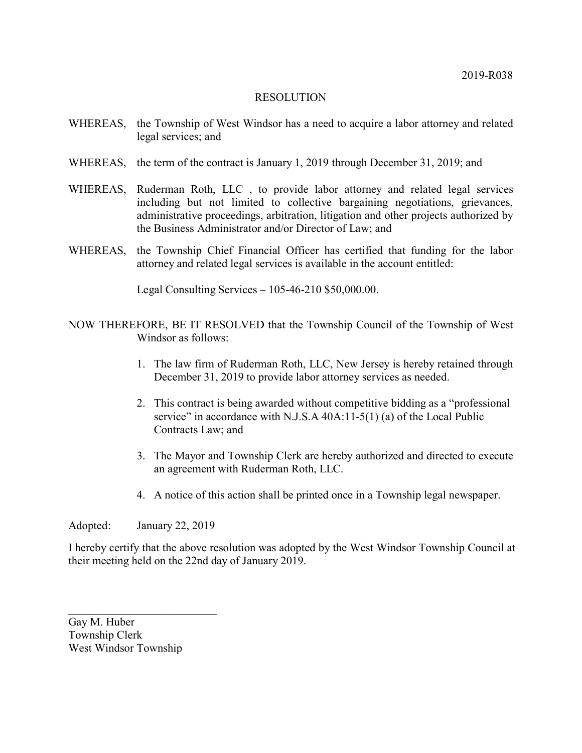2019-R038

RESOLUTION

WHEREAS, the Township of West Windsor has a need to acquire a labor attorney and related legal services; and

WHEREAS, the term of the contract is January 1, 2019 through December 31, 2019; and

WHEREAS, Ruderman Roth, LLC , to provide labor attorney and related legal services including but not limited to collective bargaining negotiations, grievances, administrative proceedings, arbitration, litigation and other projects authorized by the Business Administrator and/or Director of Law; and

WHEREAS, the Township Chief Financial Officer has certified that funding for the labor attorney and related legal services is available in the account entitled:

Legal Consulting Services – 105-46-210 $50,000.00.

NOW THEREFORE, BE IT RESOLVED that the Township Council of the Township of West Windsor as follows:

1. The law firm of Ruderman Roth, LLC, New Jersey is hereby retained through December 31, 2019 to provide labor attorney services as needed.
2. This contract is being awarded without competitive bidding as a "professional service" in accordance with N.J.S.A 40A:11-5(1) (a) of the Local Public Contracts Law; and
3. The Mayor and Township Clerk are hereby authorized and directed to execute an agreement with Ruderman Roth, LLC.
4. A notice of this action shall be printed once in a Township legal newspaper.

Adopted: January 22, 2019

I hereby certify that the above resolution was adopted by the West Windsor Township Council at their meeting held on the 22nd day of January 2019.

Gay M. Huber
Township Clerk
West Windsor Township